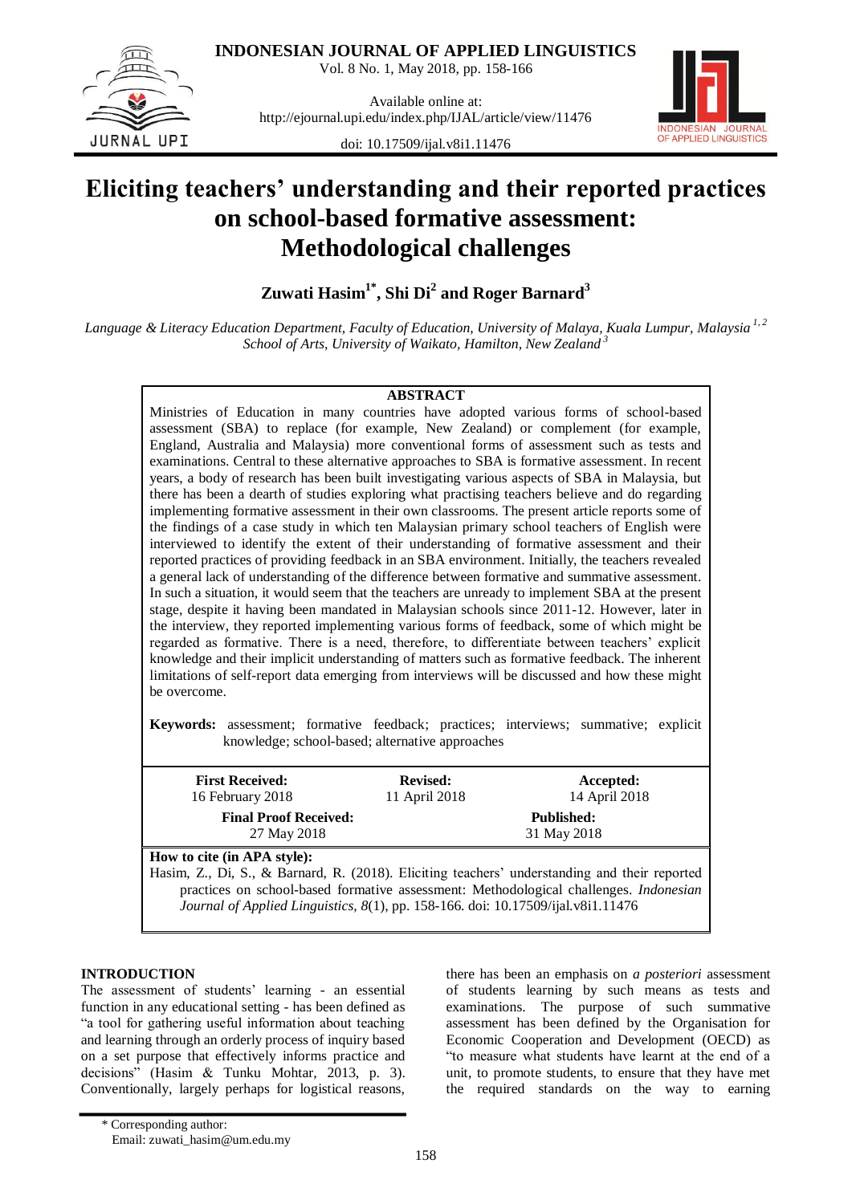INDONESIAN JOURNAL OF APPLIED LINGUISTICS

Available online at:
http://ejournal.upi.edu/index.php/IJAL/article/view/11476

doi: 10.17509/ijal.v8i1.11476

# Eliciting teachers' understanding and their reported practices on school-based formative assessment: Methodological challenges

**Zuwati Hasim[1*], Shi Di[2] and Roger Barnard[3]**

*Language & Literacy Education Department, Faculty of Education, University of Malaya, Kuala Lumpur, Malaysia [1,2]*
*School of Arts, University of Waikato, Hamilton, New Zealand [3]*

**ABSTRACT**

Ministries of Education in many countries have adopted various forms of school-based assessment (SBA) to replace (for example, New Zealand) or complement (for example, England, Australia and Malaysia) more conventional forms of assessment such as tests and examinations. Central to these alternative approaches to SBA is formative assessment. In recent years, a body of research has been built investigating various aspects of SBA in Malaysia, but there has been a dearth of studies exploring what practising teachers believe and do regarding implementing formative assessment in their own classrooms. The present article reports some of the findings of a case study in which ten Malaysian primary school teachers of English were interviewed to identify the extent of their understanding of formative assessment and their reported practices of providing feedback in an SBA environment. Initially, the teachers revealed a general lack of understanding of the difference between formative and summative assessment. In such a situation, it would seem that the teachers are unready to implement SBA at the present stage, despite it having been mandated in Malaysian schools since 2011-12. However, later in the interview, they reported implementing various forms of feedback, some of which might be regarded as formative. There is a need, therefore, to differentiate between teachers' explicit knowledge and their implicit understanding of matters such as formative feedback. The inherent limitations of self-report data emerging from interviews will be discussed and how these might be overcome.

**Keywords:** assessment; formative feedback; practices; interviews; summative; explicit knowledge; school-based; alternative approaches

| **First Received:** 16 February 2018 | **Revised:** 11 April 2018 | **Accepted:** 14 April 2018 |
|---|---|---|
| **Final Proof Received:** 27 May 2018 | | **Published:** 31 May 2018 |

**How to cite (in APA style):**
Hasim, Z., Di, S., & Barnard, R. (2018). Eliciting teachers' understanding and their reported practices on school-based formative assessment: Methodological challenges. *Indonesian Journal of Applied Linguistics, 8*(1), pp. 158-166. doi: 10.17509/ijal.v8i1.11476

## INTRODUCTION

The assessment of students' learning - an essential function in any educational setting - has been defined as "a tool for gathering useful information about teaching and learning through an orderly process of inquiry based on a set purpose that effectively informs practice and decisions" (Hasim & Tunku Mohtar, 2013, p. 3). Conventionally, largely perhaps for logistical reasons, there has been an emphasis on *a posteriori* assessment of students learning by such means as tests and examinations. The purpose of such summative assessment has been defined by the Organisation for Economic Cooperation and Development (OECD) as "to measure what students have learnt at the end of a unit, to promote students, to ensure that they have met the required standards on the way to earning

\* Corresponding author:
Email: zuwati_hasim@um.edu.my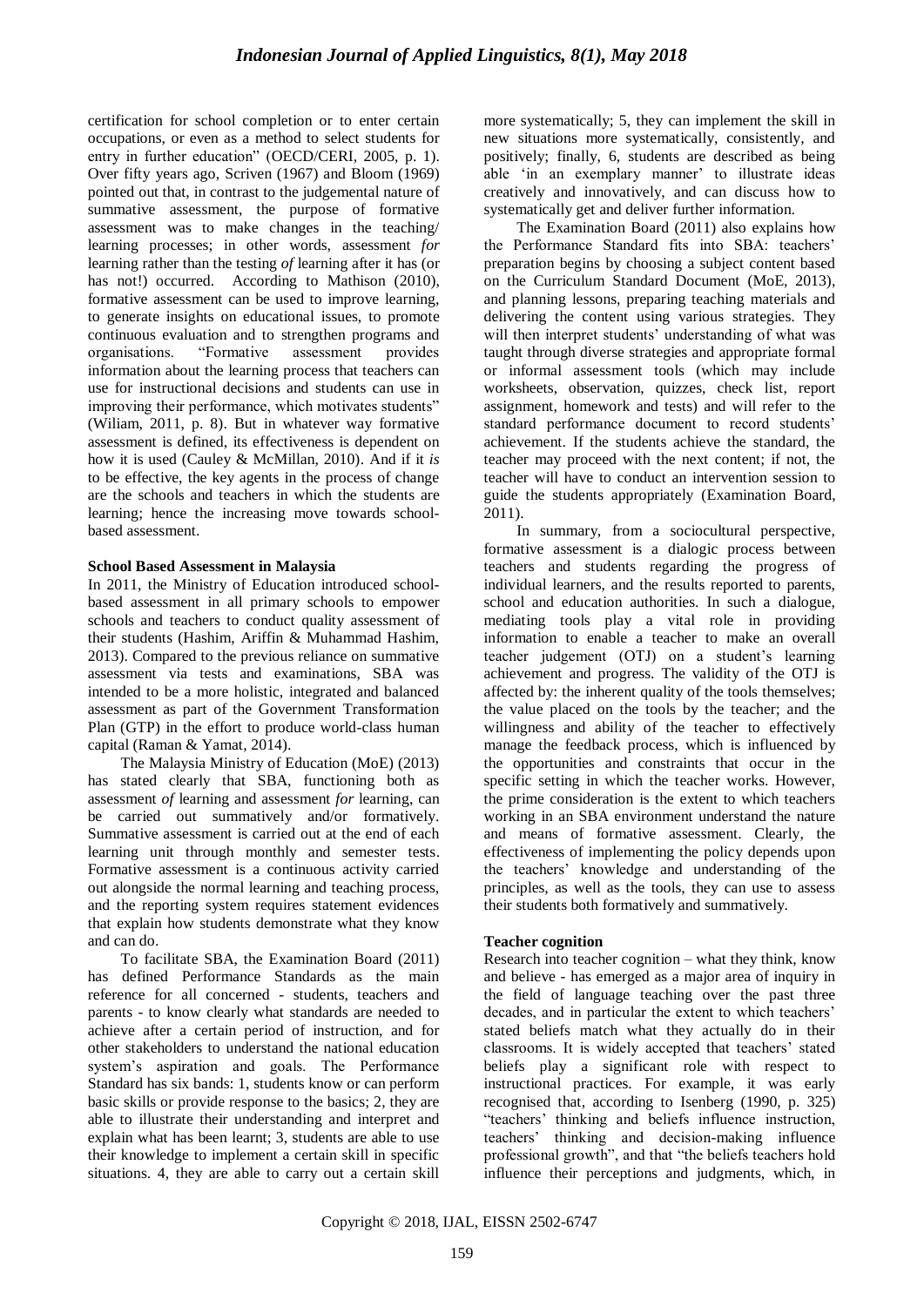certification for school completion or to enter certain occupations, or even as a method to select students for entry in further education" (OECD/CERI, 2005, p. 1). Over fifty years ago, Scriven (1967) and Bloom (1969) pointed out that, in contrast to the judgemental nature of summative assessment, the purpose of formative assessment was to make changes in the teaching/ learning processes; in other words, assessment *for* learning rather than the testing *of* learning after it has (or has not!) occurred. According to Mathison (2010), formative assessment can be used to improve learning, to generate insights on educational issues, to promote continuous evaluation and to strengthen programs and organisations. "Formative assessment provides information about the learning process that teachers can use for instructional decisions and students can use in improving their performance, which motivates students" (Wiliam, 2011, p. 8). But in whatever way formative assessment is defined, its effectiveness is dependent on how it is used (Cauley & McMillan, 2010). And if it *is* to be effective, the key agents in the process of change are the schools and teachers in which the students are learning; hence the increasing move towards school-based assessment.

**School Based Assessment in Malaysia**

In 2011, the Ministry of Education introduced school-based assessment in all primary schools to empower schools and teachers to conduct quality assessment of their students (Hashim, Ariffin & Muhammad Hashim, 2013). Compared to the previous reliance on summative assessment via tests and examinations, SBA was intended to be a more holistic, integrated and balanced assessment as part of the Government Transformation Plan (GTP) in the effort to produce world-class human capital (Raman & Yamat, 2014).

The Malaysia Ministry of Education (MoE) (2013) has stated clearly that SBA, functioning both as assessment *of* learning and assessment *for* learning, can be carried out summatively and/or formatively. Summative assessment is carried out at the end of each learning unit through monthly and semester tests. Formative assessment is a continuous activity carried out alongside the normal learning and teaching process, and the reporting system requires statement evidences that explain how students demonstrate what they know and can do.

To facilitate SBA, the Examination Board (2011) has defined Performance Standards as the main reference for all concerned - students, teachers and parents - to know clearly what standards are needed to achieve after a certain period of instruction, and for other stakeholders to understand the national education system's aspiration and goals. The Performance Standard has six bands: 1, students know or can perform basic skills or provide response to the basics; 2, they are able to illustrate their understanding and interpret and explain what has been learnt; 3, students are able to use their knowledge to implement a certain skill in specific situations. 4, they are able to carry out a certain skill more systematically; 5, they can implement the skill in new situations more systematically, consistently, and positively; finally, 6, students are described as being able 'in an exemplary manner' to illustrate ideas creatively and innovatively, and can discuss how to systematically get and deliver further information.

The Examination Board (2011) also explains how the Performance Standard fits into SBA: teachers' preparation begins by choosing a subject content based on the Curriculum Standard Document (MoE, 2013), and planning lessons, preparing teaching materials and delivering the content using various strategies. They will then interpret students' understanding of what was taught through diverse strategies and appropriate formal or informal assessment tools (which may include worksheets, observation, quizzes, check list, report assignment, homework and tests) and will refer to the standard performance document to record students' achievement. If the students achieve the standard, the teacher may proceed with the next content; if not, the teacher will have to conduct an intervention session to guide the students appropriately (Examination Board, 2011).

In summary, from a sociocultural perspective, formative assessment is a dialogic process between teachers and students regarding the progress of individual learners, and the results reported to parents, school and education authorities. In such a dialogue, mediating tools play a vital role in providing information to enable a teacher to make an overall teacher judgement (OTJ) on a student's learning achievement and progress. The validity of the OTJ is affected by: the inherent quality of the tools themselves; the value placed on the tools by the teacher; and the willingness and ability of the teacher to effectively manage the feedback process, which is influenced by the opportunities and constraints that occur in the specific setting in which the teacher works. However, the prime consideration is the extent to which teachers working in an SBA environment understand the nature and means of formative assessment. Clearly, the effectiveness of implementing the policy depends upon the teachers' knowledge and understanding of the principles, as well as the tools, they can use to assess their students both formatively and summatively.

**Teacher cognition**

Research into teacher cognition – what they think, know and believe - has emerged as a major area of inquiry in the field of language teaching over the past three decades, and in particular the extent to which teachers' stated beliefs match what they actually do in their classrooms. It is widely accepted that teachers' stated beliefs play a significant role with respect to instructional practices. For example, it was early recognised that, according to Isenberg (1990, p. 325) "teachers' thinking and beliefs influence instruction, teachers' thinking and decision-making influence professional growth", and that "the beliefs teachers hold influence their perceptions and judgments, which, in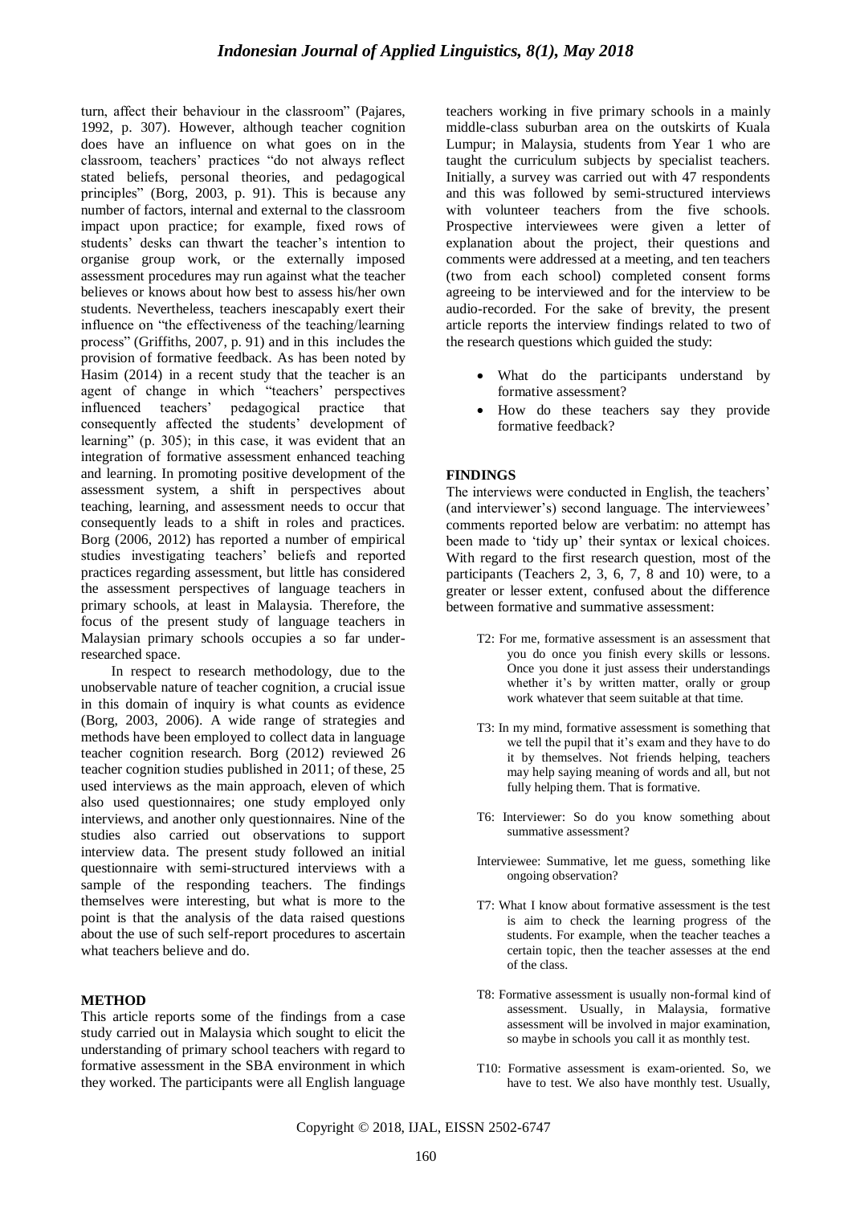turn, affect their behaviour in the classroom" (Pajares, 1992, p. 307). However, although teacher cognition does have an influence on what goes on in the classroom, teachers' practices "do not always reflect stated beliefs, personal theories, and pedagogical principles" (Borg, 2003, p. 91). This is because any number of factors, internal and external to the classroom impact upon practice; for example, fixed rows of students' desks can thwart the teacher's intention to organise group work, or the externally imposed assessment procedures may run against what the teacher believes or knows about how best to assess his/her own students. Nevertheless, teachers inescapably exert their influence on "the effectiveness of the teaching/learning process" (Griffiths, 2007, p. 91) and in this includes the provision of formative feedback. As has been noted by Hasim (2014) in a recent study that the teacher is an agent of change in which "teachers' perspectives influenced teachers' pedagogical practice that consequently affected the students' development of learning" (p. 305); in this case, it was evident that an integration of formative assessment enhanced teaching and learning. In promoting positive development of the assessment system, a shift in perspectives about teaching, learning, and assessment needs to occur that consequently leads to a shift in roles and practices. Borg (2006, 2012) has reported a number of empirical studies investigating teachers' beliefs and reported practices regarding assessment, but little has considered the assessment perspectives of language teachers in primary schools, at least in Malaysia. Therefore, the focus of the present study of language teachers in Malaysian primary schools occupies a so far under-researched space.

In respect to research methodology, due to the unobservable nature of teacher cognition, a crucial issue in this domain of inquiry is what counts as evidence (Borg, 2003, 2006). A wide range of strategies and methods have been employed to collect data in language teacher cognition research. Borg (2012) reviewed 26 teacher cognition studies published in 2011; of these, 25 used interviews as the main approach, eleven of which also used questionnaires; one study employed only interviews, and another only questionnaires. Nine of the studies also carried out observations to support interview data. The present study followed an initial questionnaire with semi-structured interviews with a sample of the responding teachers. The findings themselves were interesting, but what is more to the point is that the analysis of the data raised questions about the use of such self-report procedures to ascertain what teachers believe and do.

## METHOD

This article reports some of the findings from a case study carried out in Malaysia which sought to elicit the understanding of primary school teachers with regard to formative assessment in the SBA environment in which they worked. The participants were all English language teachers working in five primary schools in a mainly middle-class suburban area on the outskirts of Kuala Lumpur; in Malaysia, students from Year 1 who are taught the curriculum subjects by specialist teachers. Initially, a survey was carried out with 47 respondents and this was followed by semi-structured interviews with volunteer teachers from the five schools. Prospective interviewees were given a letter of explanation about the project, their questions and comments were addressed at a meeting, and ten teachers (two from each school) completed consent forms agreeing to be interviewed and for the interview to be audio-recorded. For the sake of brevity, the present article reports the interview findings related to two of the research questions which guided the study:

- What do the participants understand by formative assessment?
- How do these teachers say they provide formative feedback?

## FINDINGS

The interviews were conducted in English, the teachers' (and interviewer's) second language. The interviewees' comments reported below are verbatim: no attempt has been made to 'tidy up' their syntax or lexical choices. With regard to the first research question, most of the participants (Teachers 2, 3, 6, 7, 8 and 10) were, to a greater or lesser extent, confused about the difference between formative and summative assessment:

> T2: For me, formative assessment is an assessment that you do once you finish every skills or lessons. Once you done it just assess their understandings whether it's by written matter, orally or group work whatever that seem suitable at that time.

> T3: In my mind, formative assessment is something that we tell the pupil that it's exam and they have to do it by themselves. Not friends helping, teachers may help saying meaning of words and all, but not fully helping them. That is formative.

> T6: Interviewer: So do you know something about summative assessment?
>
> Interviewee: Summative, let me guess, something like ongoing observation?

> T7: What I know about formative assessment is the test is aim to check the learning progress of the students. For example, when the teacher teaches a certain topic, then the teacher assesses at the end of the class.

> T8: Formative assessment is usually non-formal kind of assessment. Usually, in Malaysia, formative assessment will be involved in major examination, so maybe in schools you call it as monthly test.

> T10: Formative assessment is exam-oriented. So, we have to test. We also have monthly test. Usually,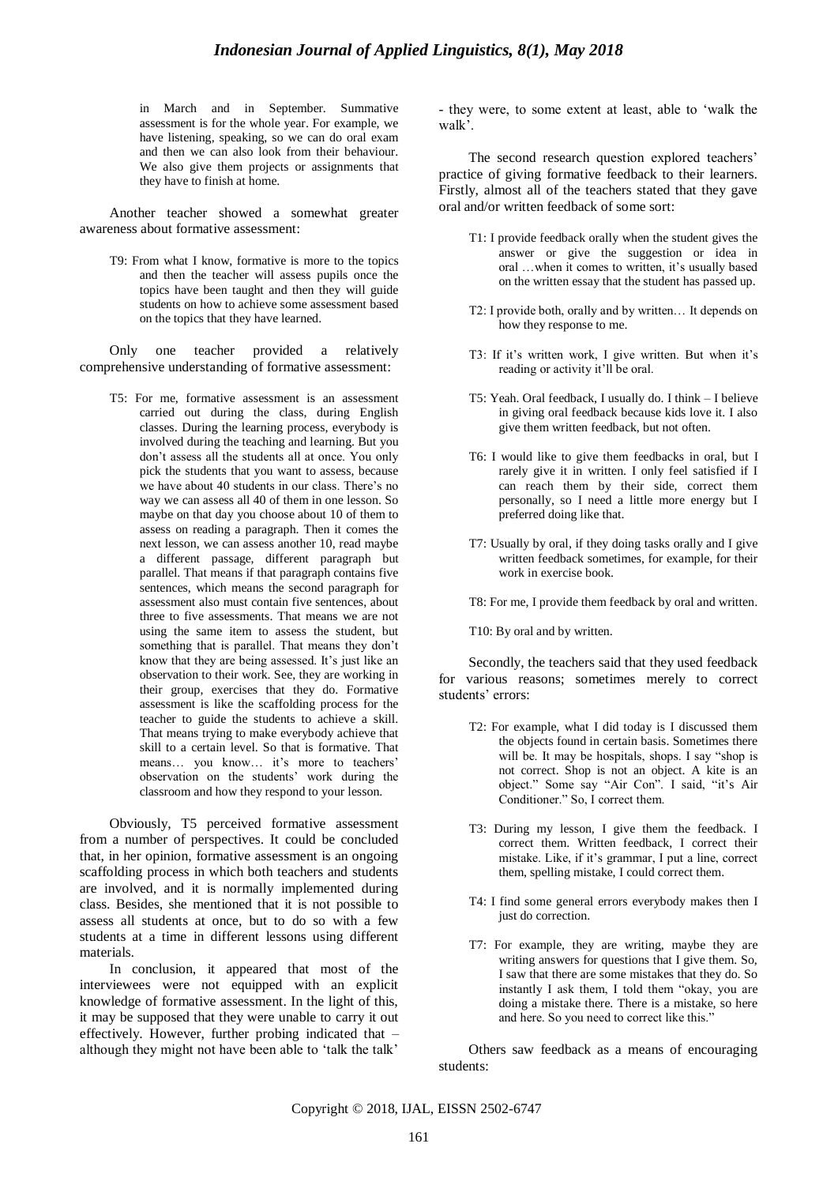in March and in September. Summative assessment is for the whole year. For example, we have listening, speaking, so we can do oral exam and then we can also look from their behaviour. We also give them projects or assignments that they have to finish at home.

Another teacher showed a somewhat greater awareness about formative assessment:

> T9: From what I know, formative is more to the topics and then the teacher will assess pupils once the topics have been taught and then they will guide students on how to achieve some assessment based on the topics that they have learned.

Only one teacher provided a relatively comprehensive understanding of formative assessment:

> T5: For me, formative assessment is an assessment carried out during the class, during English classes. During the learning process, everybody is involved during the teaching and learning. But you don't assess all the students all at once. You only pick the students that you want to assess, because we have about 40 students in our class. There's no way we can assess all 40 of them in one lesson. So maybe on that day you choose about 10 of them to assess on reading a paragraph. Then it comes the next lesson, we can assess another 10, read maybe a different passage, different paragraph but parallel. That means if that paragraph contains five sentences, which means the second paragraph for assessment also must contain five sentences, about three to five assessments. That means we are not using the same item to assess the student, but something that is parallel. That means they don't know that they are being assessed. It's just like an observation to their work. See, they are working in their group, exercises that they do. Formative assessment is like the scaffolding process for the teacher to guide the students to achieve a skill. That means trying to make everybody achieve that skill to a certain level. So that is formative. That means… you know… it's more to teachers' observation on the students' work during the classroom and how they respond to your lesson.

Obviously, T5 perceived formative assessment from a number of perspectives. It could be concluded that, in her opinion, formative assessment is an ongoing scaffolding process in which both teachers and students are involved, and it is normally implemented during class. Besides, she mentioned that it is not possible to assess all students at once, but to do so with a few students at a time in different lessons using different materials.

In conclusion, it appeared that most of the interviewees were not equipped with an explicit knowledge of formative assessment. In the light of this, it may be supposed that they were unable to carry it out effectively. However, further probing indicated that – although they might not have been able to 'talk the talk' - they were, to some extent at least, able to 'walk the walk'.

The second research question explored teachers' practice of giving formative feedback to their learners. Firstly, almost all of the teachers stated that they gave oral and/or written feedback of some sort:

> T1: I provide feedback orally when the student gives the answer or give the suggestion or idea in oral …when it comes to written, it's usually based on the written essay that the student has passed up.

> T2: I provide both, orally and by written… It depends on how they response to me.

> T3: If it's written work, I give written. But when it's reading or activity it'll be oral.

> T5: Yeah. Oral feedback, I usually do. I think – I believe in giving oral feedback because kids love it. I also give them written feedback, but not often.

> T6: I would like to give them feedbacks in oral, but I rarely give it in written. I only feel satisfied if I can reach them by their side, correct them personally, so I need a little more energy but I preferred doing like that.

> T7: Usually by oral, if they doing tasks orally and I give written feedback sometimes, for example, for their work in exercise book.

> T8: For me, I provide them feedback by oral and written.

> T10: By oral and by written.

Secondly, the teachers said that they used feedback for various reasons; sometimes merely to correct students' errors:

> T2: For example, what I did today is I discussed them the objects found in certain basis. Sometimes there will be. It may be hospitals, shops. I say "shop is not correct. Shop is not an object. A kite is an object." Some say "Air Con". I said, "it's Air Conditioner." So, I correct them.

> T3: During my lesson, I give them the feedback. I correct them. Written feedback, I correct their mistake. Like, if it's grammar, I put a line, correct them, spelling mistake, I could correct them.

> T4: I find some general errors everybody makes then I just do correction.

> T7: For example, they are writing, maybe they are writing answers for questions that I give them. So, I saw that there are some mistakes that they do. So instantly I ask them, I told them "okay, you are doing a mistake there. There is a mistake, so here and here. So you need to correct like this."

Others saw feedback as a means of encouraging students: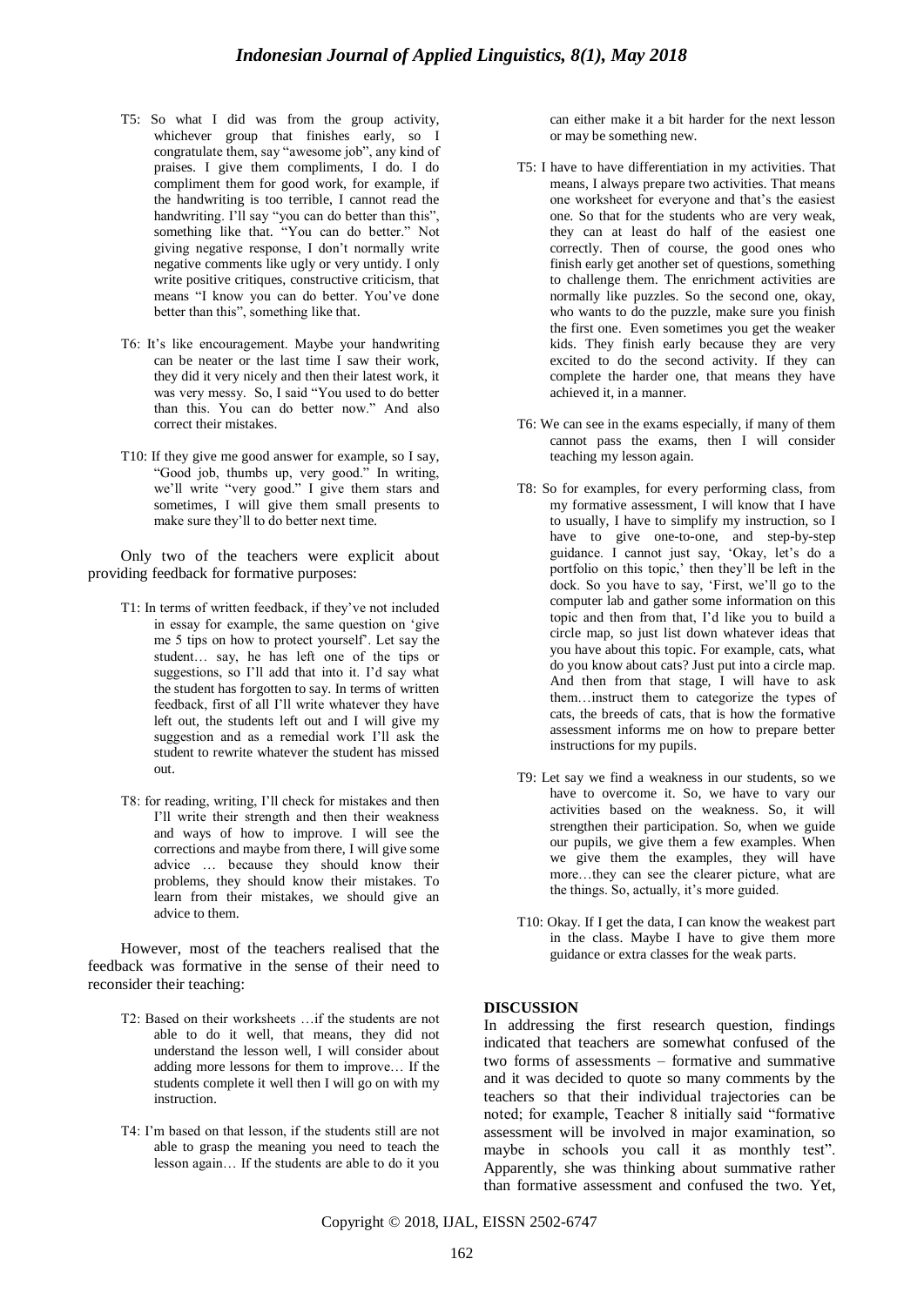T5: So what I did was from the group activity, whichever group that finishes early, so I congratulate them, say "awesome job", any kind of praises. I give them compliments, I do. I do compliment them for good work, for example, if the handwriting is too terrible, I cannot read the handwriting. I'll say "you can do better than this", something like that. "You can do better." Not giving negative response, I don't normally write negative comments like ugly or very untidy. I only write positive critiques, constructive criticism, that means "I know you can do better. You've done better than this", something like that.

T6: It's like encouragement. Maybe your handwriting can be neater or the last time I saw their work, they did it very nicely and then their latest work, it was very messy. So, I said "You used to do better than this. You can do better now." And also correct their mistakes.

T10: If they give me good answer for example, so I say, "Good job, thumbs up, very good." In writing, we'll write "very good." I give them stars and sometimes, I will give them small presents to make sure they'll to do better next time.

Only two of the teachers were explicit about providing feedback for formative purposes:

T1: In terms of written feedback, if they've not included in essay for example, the same question on 'give me 5 tips on how to protect yourself'. Let say the student… say, he has left one of the tips or suggestions, so I'll add that into it. I'd say what the student has forgotten to say. In terms of written feedback, first of all I'll write whatever they have left out, the students left out and I will give my suggestion and as a remedial work I'll ask the student to rewrite whatever the student has missed out.

T8: for reading, writing, I'll check for mistakes and then I'll write their strength and then their weakness and ways of how to improve. I will see the corrections and maybe from there, I will give some advice … because they should know their problems, they should know their mistakes. To learn from their mistakes, we should give an advice to them.

However, most of the teachers realised that the feedback was formative in the sense of their need to reconsider their teaching:

T2: Based on their worksheets …if the students are not able to do it well, that means, they did not understand the lesson well, I will consider about adding more lessons for them to improve… If the students complete it well then I will go on with my instruction.

T4: I'm based on that lesson, if the students still are not able to grasp the meaning you need to teach the lesson again… If the students are able to do it you can either make it a bit harder for the next lesson or may be something new.

T5: I have to have differentiation in my activities. That means, I always prepare two activities. That means one worksheet for everyone and that's the easiest one. So that for the students who are very weak, they can at least do half of the easiest one correctly. Then of course, the good ones who finish early get another set of questions, something to challenge them. The enrichment activities are normally like puzzles. So the second one, okay, who wants to do the puzzle, make sure you finish the first one. Even sometimes you get the weaker kids. They finish early because they are very excited to do the second activity. If they can complete the harder one, that means they have achieved it, in a manner.

T6: We can see in the exams especially, if many of them cannot pass the exams, then I will consider teaching my lesson again.

T8: So for examples, for every performing class, from my formative assessment, I will know that I have to usually, I have to simplify my instruction, so I have to give one-to-one, and step-by-step guidance. I cannot just say, 'Okay, let's do a portfolio on this topic,' then they'll be left in the dock. So you have to say, 'First, we'll go to the computer lab and gather some information on this topic and then from that, I'd like you to build a circle map, so just list down whatever ideas that you have about this topic. For example, cats, what do you know about cats? Just put into a circle map. And then from that stage, I will have to ask them…instruct them to categorize the types of cats, the breeds of cats, that is how the formative assessment informs me on how to prepare better instructions for my pupils.

T9: Let say we find a weakness in our students, so we have to overcome it. So, we have to vary our activities based on the weakness. So, it will strengthen their participation. So, when we guide our pupils, we give them a few examples. When we give them the examples, they will have more…they can see the clearer picture, what are the things. So, actually, it's more guided.

T10: Okay. If I get the data, I can know the weakest part in the class. Maybe I have to give them more guidance or extra classes for the weak parts.

## DISCUSSION

In addressing the first research question, findings indicated that teachers are somewhat confused of the two forms of assessments – formative and summative and it was decided to quote so many comments by the teachers so that their individual trajectories can be noted; for example, Teacher 8 initially said "formative assessment will be involved in major examination, so maybe in schools you call it as monthly test". Apparently, she was thinking about summative rather than formative assessment and confused the two. Yet,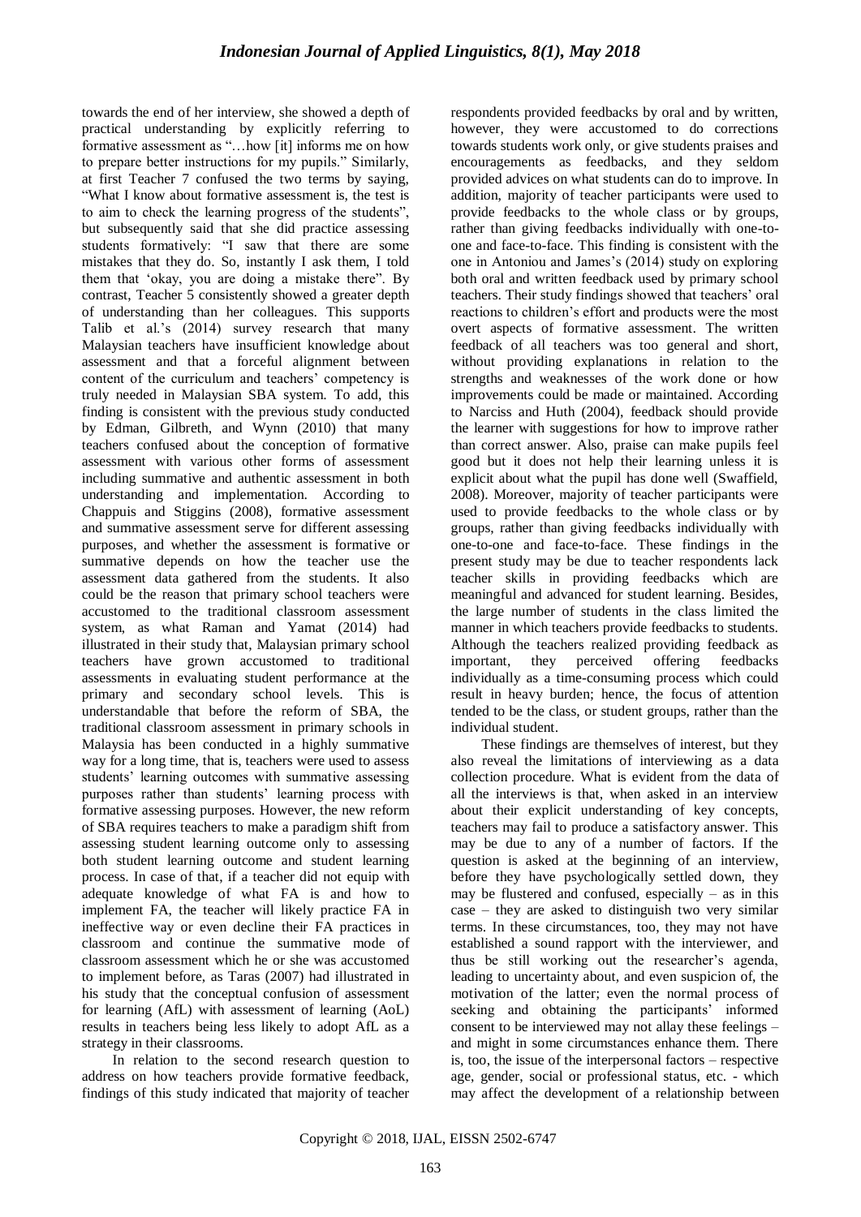towards the end of her interview, she showed a depth of practical understanding by explicitly referring to formative assessment as "…how [it] informs me on how to prepare better instructions for my pupils." Similarly, at first Teacher 7 confused the two terms by saying, "What I know about formative assessment is, the test is to aim to check the learning progress of the students", but subsequently said that she did practice assessing students formatively: "I saw that there are some mistakes that they do. So, instantly I ask them, I told them that 'okay, you are doing a mistake there". By contrast, Teacher 5 consistently showed a greater depth of understanding than her colleagues. This supports Talib et al.'s (2014) survey research that many Malaysian teachers have insufficient knowledge about assessment and that a forceful alignment between content of the curriculum and teachers' competency is truly needed in Malaysian SBA system. To add, this finding is consistent with the previous study conducted by Edman, Gilbreth, and Wynn (2010) that many teachers confused about the conception of formative assessment with various other forms of assessment including summative and authentic assessment in both understanding and implementation. According to Chappuis and Stiggins (2008), formative assessment and summative assessment serve for different assessing purposes, and whether the assessment is formative or summative depends on how the teacher use the assessment data gathered from the students. It also could be the reason that primary school teachers were accustomed to the traditional classroom assessment system, as what Raman and Yamat (2014) had illustrated in their study that, Malaysian primary school teachers have grown accustomed to traditional assessments in evaluating student performance at the primary and secondary school levels. This is understandable that before the reform of SBA, the traditional classroom assessment in primary schools in Malaysia has been conducted in a highly summative way for a long time, that is, teachers were used to assess students' learning outcomes with summative assessing purposes rather than students' learning process with formative assessing purposes. However, the new reform of SBA requires teachers to make a paradigm shift from assessing student learning outcome only to assessing both student learning outcome and student learning process. In case of that, if a teacher did not equip with adequate knowledge of what FA is and how to implement FA, the teacher will likely practice FA in ineffective way or even decline their FA practices in classroom and continue the summative mode of classroom assessment which he or she was accustomed to implement before, as Taras (2007) had illustrated in his study that the conceptual confusion of assessment for learning (AfL) with assessment of learning (AoL) results in teachers being less likely to adopt AfL as a strategy in their classrooms.

In relation to the second research question to address on how teachers provide formative feedback, findings of this study indicated that majority of teacher respondents provided feedbacks by oral and by written, however, they were accustomed to do corrections towards students work only, or give students praises and encouragements as feedbacks, and they seldom provided advices on what students can do to improve. In addition, majority of teacher participants were used to provide feedbacks to the whole class or by groups, rather than giving feedbacks individually with one-to-one and face-to-face. This finding is consistent with the one in Antoniou and James's (2014) study on exploring both oral and written feedback used by primary school teachers. Their study findings showed that teachers' oral reactions to children's effort and products were the most overt aspects of formative assessment. The written feedback of all teachers was too general and short, without providing explanations in relation to the strengths and weaknesses of the work done or how improvements could be made or maintained. According to Narciss and Huth (2004), feedback should provide the learner with suggestions for how to improve rather than correct answer. Also, praise can make pupils feel good but it does not help their learning unless it is explicit about what the pupil has done well (Swaffield, 2008). Moreover, majority of teacher participants were used to provide feedbacks to the whole class or by groups, rather than giving feedbacks individually with one-to-one and face-to-face. These findings in the present study may be due to teacher respondents lack teacher skills in providing feedbacks which are meaningful and advanced for student learning. Besides, the large number of students in the class limited the manner in which teachers provide feedbacks to students. Although the teachers realized providing feedback as important, they perceived offering feedbacks individually as a time-consuming process which could result in heavy burden; hence, the focus of attention tended to be the class, or student groups, rather than the individual student.

These findings are themselves of interest, but they also reveal the limitations of interviewing as a data collection procedure. What is evident from the data of all the interviews is that, when asked in an interview about their explicit understanding of key concepts, teachers may fail to produce a satisfactory answer. This may be due to any of a number of factors. If the question is asked at the beginning of an interview, before they have psychologically settled down, they may be flustered and confused, especially – as in this case – they are asked to distinguish two very similar terms. In these circumstances, too, they may not have established a sound rapport with the interviewer, and thus be still working out the researcher's agenda, leading to uncertainty about, and even suspicion of, the motivation of the latter; even the normal process of seeking and obtaining the participants' informed consent to be interviewed may not allay these feelings – and might in some circumstances enhance them. There is, too, the issue of the interpersonal factors – respective age, gender, social or professional status, etc. - which may affect the development of a relationship between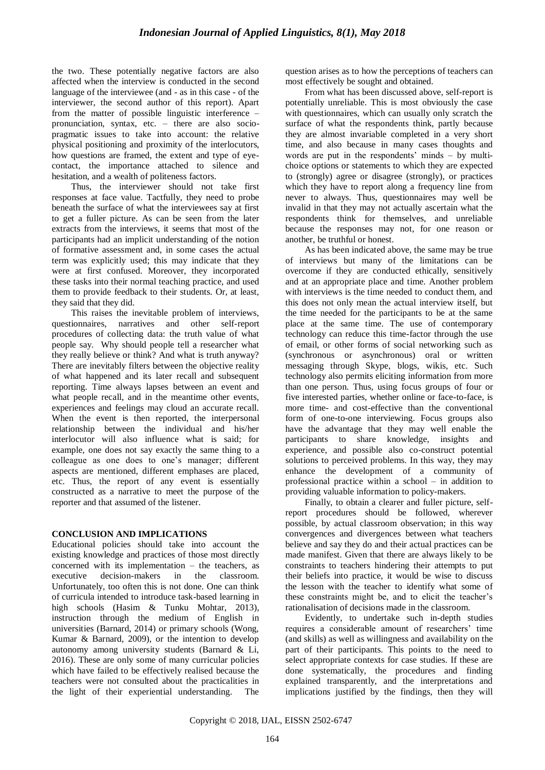the two. These potentially negative factors are also affected when the interview is conducted in the second language of the interviewee (and - as in this case - of the interviewer, the second author of this report). Apart from the matter of possible linguistic interference – pronunciation, syntax, etc. – there are also socio-pragmatic issues to take into account: the relative physical positioning and proximity of the interlocutors, how questions are framed, the extent and type of eye-contact, the importance attached to silence and hesitation, and a wealth of politeness factors.

Thus, the interviewer should not take first responses at face value. Tactfully, they need to probe beneath the surface of what the interviewees say at first to get a fuller picture. As can be seen from the later extracts from the interviews, it seems that most of the participants had an implicit understanding of the notion of formative assessment and, in some cases the actual term was explicitly used; this may indicate that they were at first confused. Moreover, they incorporated these tasks into their normal teaching practice, and used them to provide feedback to their students. Or, at least, they said that they did.

This raises the inevitable problem of interviews, questionnaires, narratives and other self-report procedures of collecting data: the truth value of what people say. Why should people tell a researcher what they really believe or think? And what is truth anyway? There are inevitably filters between the objective reality of what happened and its later recall and subsequent reporting. Time always lapses between an event and what people recall, and in the meantime other events, experiences and feelings may cloud an accurate recall. When the event is then reported, the interpersonal relationship between the individual and his/her interlocutor will also influence what is said; for example, one does not say exactly the same thing to a colleague as one does to one's manager; different aspects are mentioned, different emphases are placed, etc. Thus, the report of any event is essentially constructed as a narrative to meet the purpose of the reporter and that assumed of the listener.

## CONCLUSION AND IMPLICATIONS

Educational policies should take into account the existing knowledge and practices of those most directly concerned with its implementation – the teachers, as executive decision-makers in the classroom. Unfortunately, too often this is not done. One can think of curricula intended to introduce task-based learning in high schools (Hasim & Tunku Mohtar, 2013), instruction through the medium of English in universities (Barnard, 2014) or primary schools (Wong, Kumar & Barnard, 2009), or the intention to develop autonomy among university students (Barnard & Li, 2016). These are only some of many curricular policies which have failed to be effectively realised because the teachers were not consulted about the practicalities in the light of their experiential understanding. The question arises as to how the perceptions of teachers can most effectively be sought and obtained.

From what has been discussed above, self-report is potentially unreliable. This is most obviously the case with questionnaires, which can usually only scratch the surface of what the respondents think, partly because they are almost invariable completed in a very short time, and also because in many cases thoughts and words are put in the respondents' minds – by multi-choice options or statements to which they are expected to (strongly) agree or disagree (strongly), or practices which they have to report along a frequency line from never to always. Thus, questionnaires may well be invalid in that they may not actually ascertain what the respondents think for themselves, and unreliable because the responses may not, for one reason or another, be truthful or honest.

As has been indicated above, the same may be true of interviews but many of the limitations can be overcome if they are conducted ethically, sensitively and at an appropriate place and time. Another problem with interviews is the time needed to conduct them, and this does not only mean the actual interview itself, but the time needed for the participants to be at the same place at the same time. The use of contemporary technology can reduce this time-factor through the use of email, or other forms of social networking such as (synchronous or asynchronous) oral or written messaging through Skype, blogs, wikis, etc. Such technology also permits eliciting information from more than one person. Thus, using focus groups of four or five interested parties, whether online or face-to-face, is more time- and cost-effective than the conventional form of one-to-one interviewing. Focus groups also have the advantage that they may well enable the participants to share knowledge, insights and experience, and possible also co-construct potential solutions to perceived problems. In this way, they may enhance the development of a community of professional practice within a school – in addition to providing valuable information to policy-makers.

Finally, to obtain a clearer and fuller picture, self-report procedures should be followed, wherever possible, by actual classroom observation; in this way convergences and divergences between what teachers believe and say they do and their actual practices can be made manifest. Given that there are always likely to be constraints to teachers hindering their attempts to put their beliefs into practice, it would be wise to discuss the lesson with the teacher to identify what some of these constraints might be, and to elicit the teacher's rationalisation of decisions made in the classroom.

Evidently, to undertake such in-depth studies requires a considerable amount of researchers' time (and skills) as well as willingness and availability on the part of their participants. This points to the need to select appropriate contexts for case studies. If these are done systematically, the procedures and finding explained transparently, and the interpretations and implications justified by the findings, then they will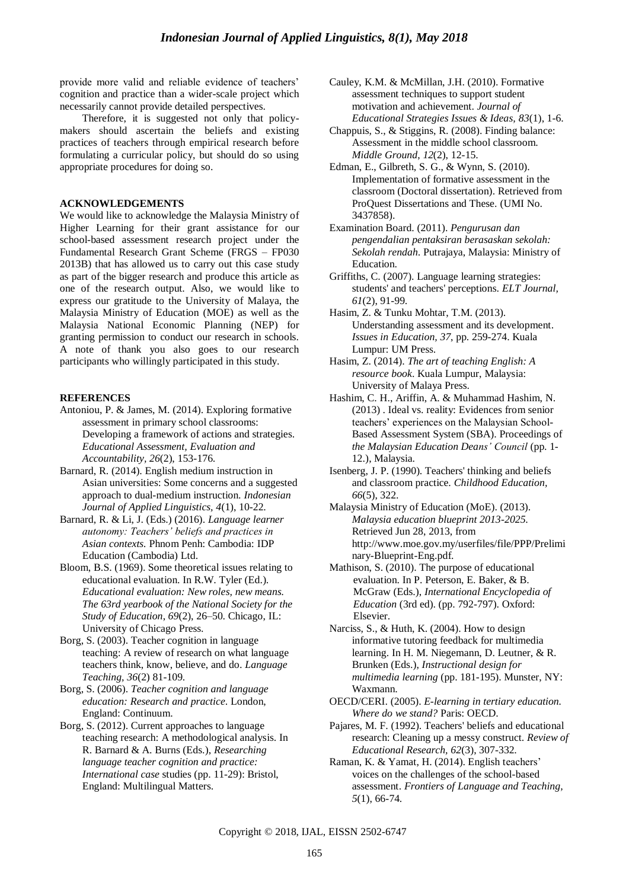provide more valid and reliable evidence of teachers' cognition and practice than a wider-scale project which necessarily cannot provide detailed perspectives.

Therefore, it is suggested not only that policy-makers should ascertain the beliefs and existing practices of teachers through empirical research before formulating a curricular policy, but should do so using appropriate procedures for doing so.

## ACKNOWLEDGEMENTS

We would like to acknowledge the Malaysia Ministry of Higher Learning for their grant assistance for our school-based assessment research project under the Fundamental Research Grant Scheme (FRGS – FP030 2013B) that has allowed us to carry out this case study as part of the bigger research and produce this article as one of the research output. Also, we would like to express our gratitude to the University of Malaya, the Malaysia Ministry of Education (MOE) as well as the Malaysia National Economic Planning (NEP) for granting permission to conduct our research in schools. A note of thank you also goes to our research participants who willingly participated in this study.

## REFERENCES

Antoniou, P. & James, M. (2014). Exploring formative assessment in primary school classrooms: Developing a framework of actions and strategies. *Educational Assessment, Evaluation and Accountability, 26*(2), 153-176.

Barnard, R. (2014). English medium instruction in Asian universities: Some concerns and a suggested approach to dual-medium instruction. *Indonesian Journal of Applied Linguistics, 4*(1), 10-22.

Barnard, R. & Li, J. (Eds.) (2016). *Language learner autonomy: Teachers' beliefs and practices in Asian contexts.* Phnom Penh: Cambodia: IDP Education (Cambodia) Ltd.

Bloom, B.S. (1969). Some theoretical issues relating to educational evaluation. In R.W. Tyler (Ed.). *Educational evaluation: New roles, new means. The 63rd yearbook of the National Society for the Study of Education, 69*(2), 26–50. Chicago, IL: University of Chicago Press.

Borg, S. (2003). Teacher cognition in language teaching: A review of research on what language teachers think, know, believe, and do. *Language Teaching, 36*(2) 81-109.

Borg, S. (2006). *Teacher cognition and language education: Research and practice.* London, England: Continuum.

Borg, S. (2012). Current approaches to language teaching research: A methodological analysis. In R. Barnard & A. Burns (Eds.), *Researching language teacher cognition and practice: International case* studies (pp. 11-29): Bristol, England: Multilingual Matters.

Cauley, K.M. & McMillan, J.H. (2010). Formative assessment techniques to support student motivation and achievement. *Journal of Educational Strategies Issues & Ideas, 83*(1), 1-6.

Chappuis, S., & Stiggins, R. (2008). Finding balance: Assessment in the middle school classroom. *Middle Ground, 12*(2), 12-15.

Edman, E., Gilbreth, S. G., & Wynn, S. (2010). Implementation of formative assessment in the classroom (Doctoral dissertation). Retrieved from ProQuest Dissertations and These. (UMI No. 3437858).

Examination Board. (2011). *Pengurusan dan pengendalian pentaksiran berasaskan sekolah: Sekolah rendah.* Putrajaya, Malaysia: Ministry of Education.

Griffiths, C. (2007). Language learning strategies: students' and teachers' perceptions. *ELT Journal, 61*(2), 91-99.

Hasim, Z. & Tunku Mohtar, T.M. (2013). Understanding assessment and its development. *Issues in Education, 37*, pp. 259-274. Kuala Lumpur: UM Press.

Hasim, Z. (2014). *The art of teaching English: A resource book*. Kuala Lumpur, Malaysia: University of Malaya Press.

Hashim, C. H., Ariffin, A. & Muhammad Hashim, N. (2013) . Ideal vs. reality: Evidences from senior teachers' experiences on the Malaysian School-Based Assessment System (SBA). Proceedings of *the Malaysian Education Deans' Council* (pp. 1-12.), Malaysia.

Isenberg, J. P. (1990). Teachers' thinking and beliefs and classroom practice. *Childhood Education, 66*(5), 322.

Malaysia Ministry of Education (MoE). (2013). *Malaysia education blueprint 2013-2025.* Retrieved Jun 28, 2013, from http://www.moe.gov.my/userfiles/file/PPP/Preliminary-Blueprint-Eng.pdf.

Mathison, S. (2010). The purpose of educational evaluation. In P. Peterson, E. Baker, & B. McGraw (Eds.), *International Encyclopedia of Education* (3rd ed). (pp. 792-797). Oxford: Elsevier.

Narciss, S., & Huth, K. (2004). How to design informative tutoring feedback for multimedia learning. In H. M. Niegemann, D. Leutner, & R. Brunken (Eds.), *Instructional design for multimedia learning* (pp. 181-195). Munster, NY: Waxmann.

OECD/CERI. (2005). *E-learning in tertiary education. Where do we stand?* Paris: OECD.

Pajares, M. F. (1992). Teachers' beliefs and educational research: Cleaning up a messy construct. *Review of Educational Research, 62*(3), 307-332.

Raman, K. & Yamat, H. (2014). English teachers' voices on the challenges of the school-based assessment. *Frontiers of Language and Teaching, 5*(1), 66-74.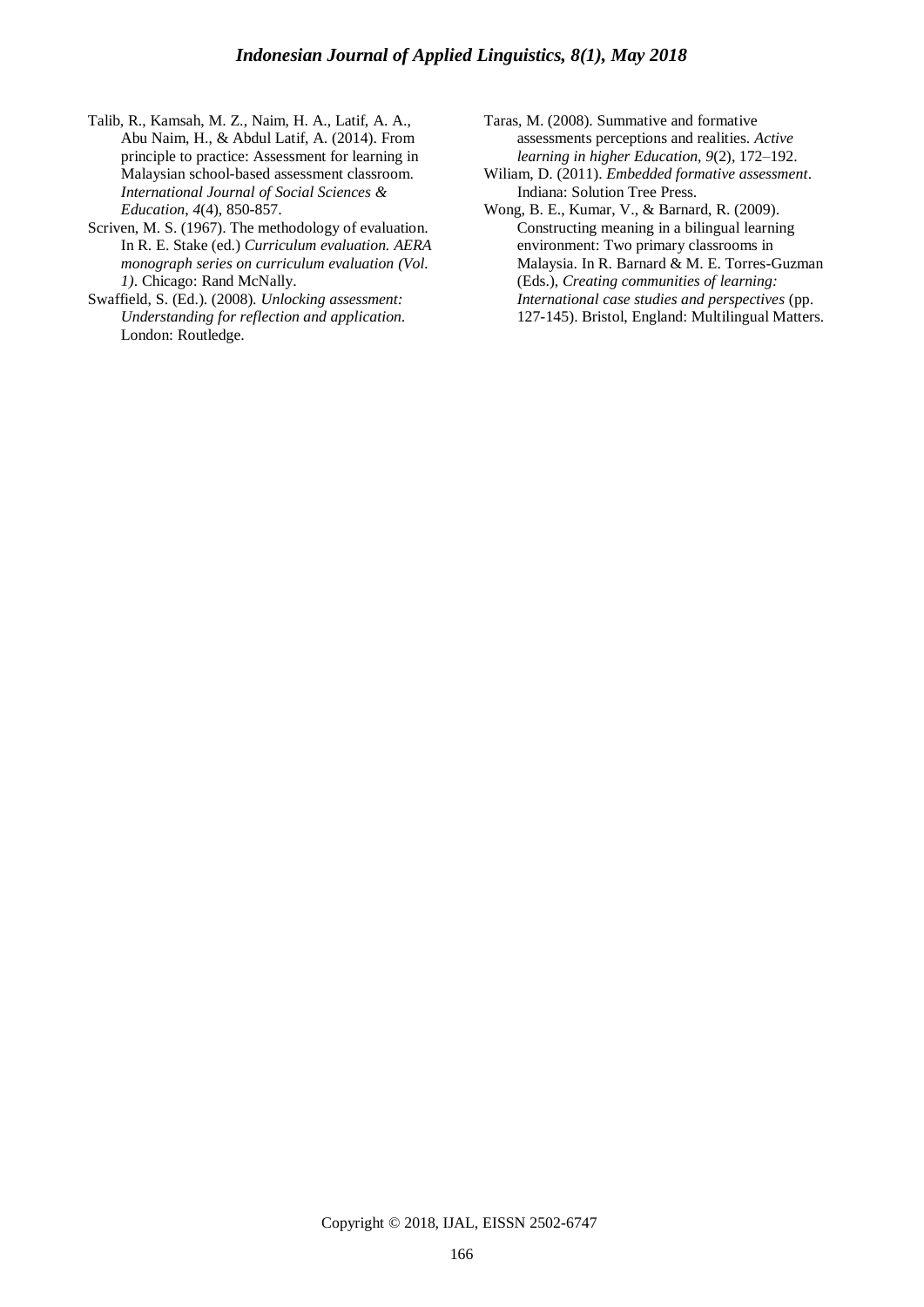Talib, R., Kamsah, M. Z., Naim, H. A., Latif, A. A., Abu Naim, H., & Abdul Latif, A. (2014). From principle to practice: Assessment for learning in Malaysian school-based assessment classroom. *International Journal of Social Sciences & Education*, *4*(4), 850-857.

Scriven, M. S. (1967). The methodology of evaluation. In R. E. Stake (ed.) *Curriculum evaluation. AERA monograph series on curriculum evaluation (Vol. 1)*. Chicago: Rand McNally.

Swaffield, S. (Ed.). (2008). *Unlocking assessment: Understanding for reflection and application*. London: Routledge.

Taras, M. (2008). Summative and formative assessments perceptions and realities. *Active learning in higher Education*, *9*(2), 172–192.

Wiliam, D. (2011). *Embedded formative assessment*. Indiana: Solution Tree Press.

Wong, B. E., Kumar, V., & Barnard, R. (2009). Constructing meaning in a bilingual learning environment: Two primary classrooms in Malaysia. In R. Barnard & M. E. Torres-Guzman (Eds.), *Creating communities of learning: International case studies and perspectives* (pp. 127-145). Bristol, England: Multilingual Matters.

Copyright © 2018, IJAL, EISSN 2502-6747